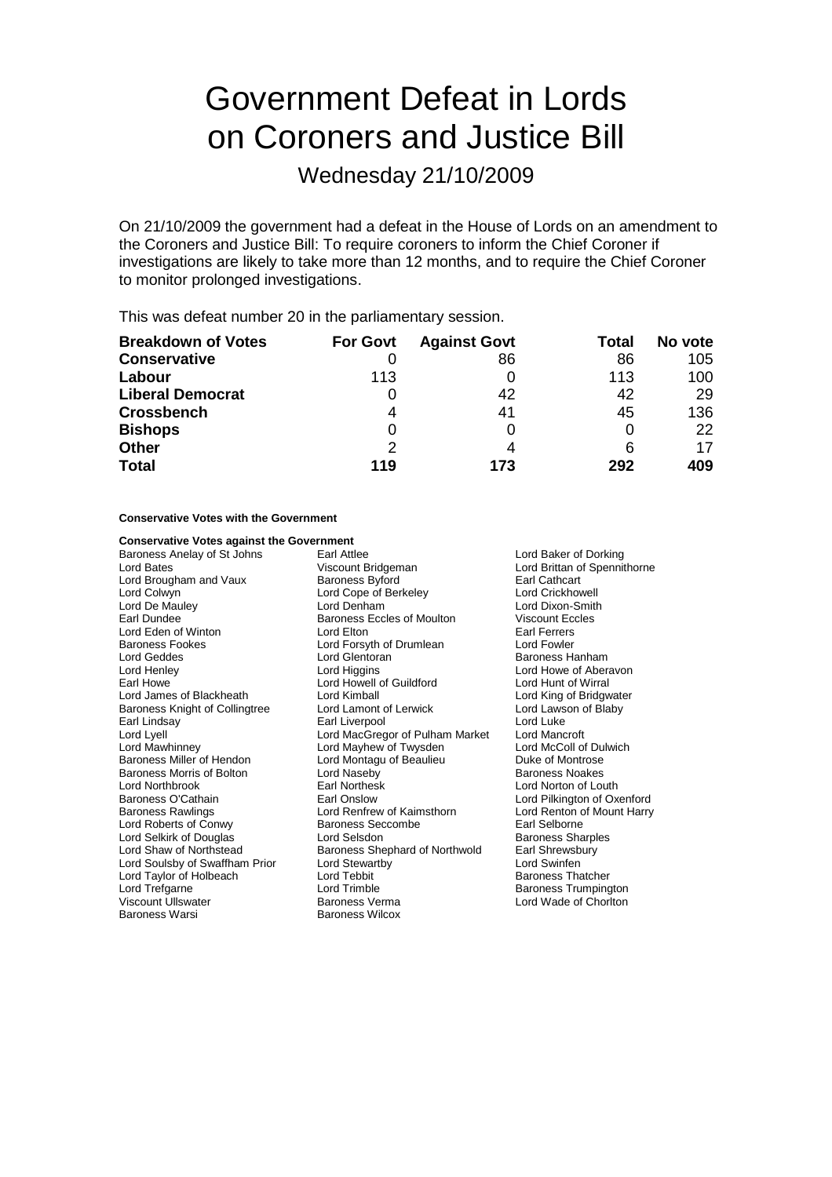# Government Defeat in Lords on Coroners and Justice Bill

## Wednesday 21/10/2009

On 21/10/2009 the government had a defeat in the House of Lords on an amendment to the Coroners and Justice Bill: To require coroners to inform the Chief Coroner if investigations are likely to take more than 12 months, and to require the Chief Coroner to monitor prolonged investigations.

This was defeat number 20 in the parliamentary session.

| Breakdown of Votes | For Govt | Against Govt | Total | No vote |
|---|---|---|---|---|
| **Conservative** | 0 | 86 | 86 | 105 |
| **Labour** | 113 | 0 | 113 | 100 |
| **Liberal Democrat** | 0 | 42 | 42 | 29 |
| **Crossbench** | 4 | 41 | 45 | 136 |
| **Bishops** | 0 | 0 | 0 | 22 |
| **Other** | 2 | 4 | 6 | 17 |
| **Total** | **119** | **173** | **292** | **409** |

**Conservative Votes with the Government**

**Conservative Votes against the Government**

Baroness Anelay of St Johns, Earl Attlee, Lord Baker of Dorking, Lord Bates, Viscount Bridgeman, Lord Brittan of Spennithorne, Lord Brougham and Vaux, Baroness Byford, Earl Cathcart, Lord Colwyn, Lord Cope of Berkeley, Lord Crickhowell, Lord De Mauley, Lord Denham, Lord Dixon-Smith, Earl Dundee, Baroness Eccles of Moulton, Viscount Eccles, Lord Eden of Winton, Lord Elton, Earl Ferrers, Baroness Fookes, Lord Forsyth of Drumlean, Lord Fowler, Lord Geddes, Lord Glentoran, Baroness Hanham, Lord Henley, Lord Higgins, Lord Howe of Aberavon, Earl Howe, Lord Howell of Guildford, Lord Hunt of Wirral, Lord James of Blackheath, Lord Kimball, Lord King of Bridgwater, Baroness Knight of Collingtree, Lord Lamont of Lerwick, Lord Lawson of Blaby, Earl Lindsay, Earl Liverpool, Lord Luke, Lord Lyell, Lord MacGregor of Pulham Market, Lord Mancroft, Lord Mawhinney, Lord Mayhew of Twysden, Lord McColl of Dulwich, Baroness Miller of Hendon, Lord Montagu of Beaulieu, Duke of Montrose, Baroness Morris of Bolton, Lord Naseby, Baroness Noakes, Lord Northbrook, Earl Northesk, Lord Norton of Louth, Baroness O'Cathain, Earl Onslow, Lord Pilkington of Oxenford, Baroness Rawlings, Lord Renfrew of Kaimsthorn, Lord Renton of Mount Harry, Lord Roberts of Conwy, Baroness Seccombe, Earl Selborne, Lord Selkirk of Douglas, Lord Selsdon, Baroness Sharples, Lord Shaw of Northstead, Baroness Shephard of Northwold, Earl Shrewsbury, Lord Soulsby of Swaffham Prior, Lord Stewartby, Lord Swinfen, Lord Taylor of Holbeach, Lord Tebbit, Baroness Thatcher, Lord Trefgarne, Lord Trimble, Baroness Trumpington, Viscount Ullswater, Baroness Verma, Lord Wade of Chorlton, Baroness Warsi, Baroness Wilcox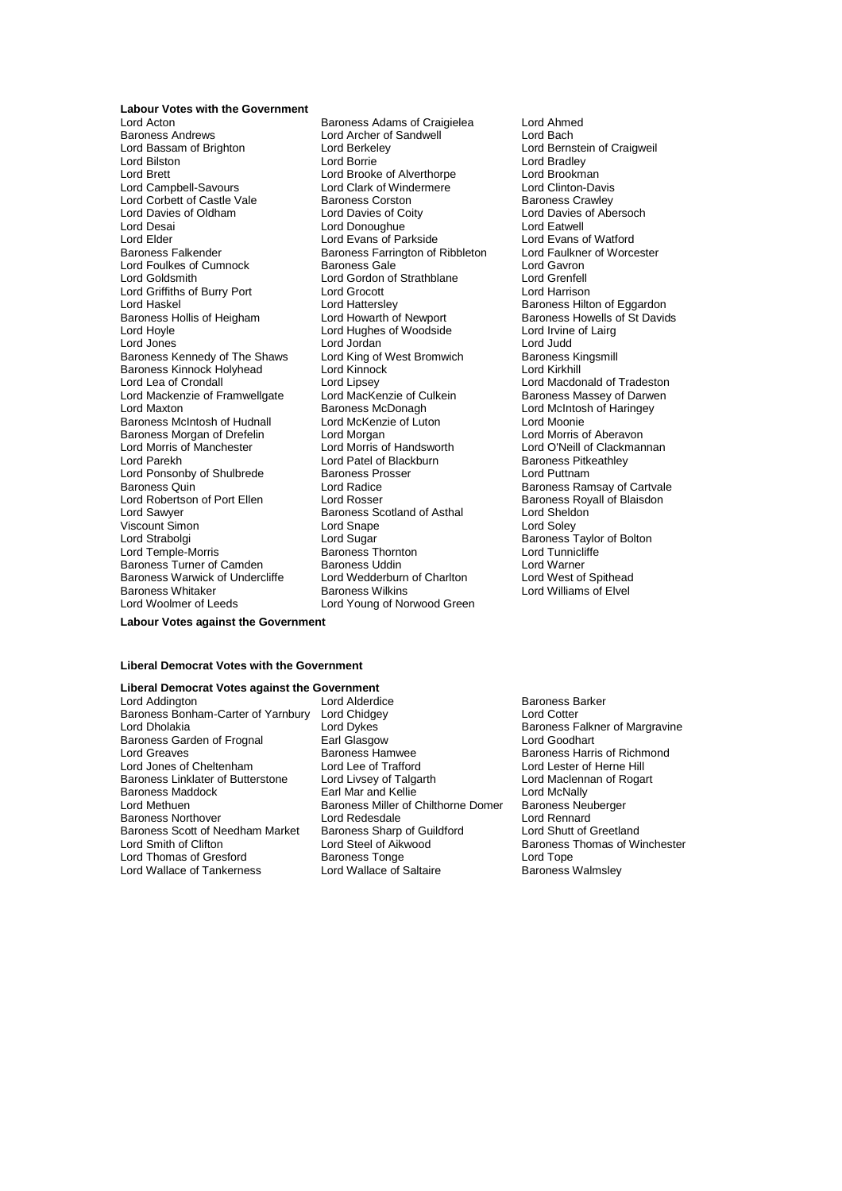**Labour Votes with the Government**

Lord Acton
Baroness Andrews
Lord Bassam of Brighton
Lord Bilston
Lord Brett
Lord Campbell-Savours
Lord Corbett of Castle Vale
Lord Davies of Oldham
Lord Desai
Lord Elder
Baroness Falkender
Lord Foulkes of Cumnock
Lord Goldsmith
Lord Griffiths of Burry Port
Lord Haskel
Baroness Hollis of Heigham
Lord Hoyle
Lord Jones
Baroness Kennedy of The Shaws
Baroness Kinnock Holyhead
Lord Lea of Crondall
Lord Mackenzie of Framwellgate
Lord Maxton
Baroness McIntosh of Hudnall
Baroness Morgan of Drefelin
Lord Morris of Manchester
Lord Parekh
Lord Ponsonby of Shulbrede
Baroness Quin
Lord Robertson of Port Ellen
Lord Sawyer
Viscount Simon
Lord Strabolgi
Lord Temple-Morris
Baroness Turner of Camden
Baroness Warwick of Undercliffe
Baroness Whitaker
Lord Woolmer of Leeds
Baroness Adams of Craigielea
Lord Archer of Sandwell
Lord Berkeley
Lord Borrie
Lord Brooke of Alverthorpe
Lord Clark of Windermere
Baroness Corston
Lord Davies of Coity
Lord Donoughue
Lord Evans of Parkside
Baroness Farrington of Ribbleton
Baroness Gale
Lord Gordon of Strathblane
Lord Grocott
Lord Hattersley
Lord Howarth of Newport
Lord Hughes of Woodside
Lord Jordan
Lord King of West Bromwich
Lord Kinnock
Lord Lipsey
Lord MacKenzie of Culkein
Baroness McDonagh
Lord McKenzie of Luton
Lord Morgan
Lord Morris of Handsworth
Lord Patel of Blackburn
Baroness Prosser
Lord Radice
Lord Rosser
Baroness Scotland of Asthal
Lord Snape
Lord Sugar
Baroness Thornton
Baroness Uddin
Lord Wedderburn of Charlton
Baroness Wilkins
Lord Young of Norwood Green
Lord Ahmed
Lord Bach
Lord Bernstein of Craigweil
Lord Bradley
Lord Brookman
Lord Clinton-Davis
Baroness Crawley
Lord Davies of Abersoch
Lord Eatwell
Lord Evans of Watford
Lord Faulkner of Worcester
Lord Gavron
Lord Grenfell
Lord Harrison
Baroness Hilton of Eggardon
Baroness Howells of St Davids
Lord Irvine of Lairg
Lord Judd
Baroness Kingsmill
Lord Kirkhill
Lord Macdonald of Tradeston
Baroness Massey of Darwen
Lord McIntosh of Haringey
Lord Moonie
Lord Morris of Aberavon
Lord O'Neill of Clackmannan
Baroness Pitkeathley
Lord Puttnam
Baroness Ramsay of Cartvale
Baroness Royall of Blaisdon
Lord Sheldon
Lord Soley
Baroness Taylor of Bolton
Lord Tunnicliffe
Lord Warner
Lord West of Spithead
Lord Williams of Elvel

**Labour Votes against the Government**

**Liberal Democrat Votes with the Government**

**Liberal Democrat Votes against the Government**

Lord Addington
Baroness Bonham-Carter of Yarnbury
Lord Dholakia
Baroness Garden of Frognal
Lord Greaves
Lord Jones of Cheltenham
Baroness Linklater of Butterstone
Baroness Maddock
Lord Methuen
Baroness Northover
Baroness Scott of Needham Market
Lord Smith of Clifton
Lord Thomas of Gresford
Lord Wallace of Tankerness
Lord Alderdice
Lord Chidgey
Lord Dykes
Earl Glasgow
Baroness Hamwee
Lord Lee of Trafford
Lord Livsey of Talgarth
Earl Mar and Kellie
Baroness Miller of Chilthorne Domer
Lord Redesdale
Baroness Sharp of Guildford
Lord Steel of Aikwood
Baroness Tonge
Lord Wallace of Saltaire
Baroness Barker
Lord Cotter
Baroness Falkner of Margravine
Lord Goodhart
Baroness Harris of Richmond
Lord Lester of Herne Hill
Lord Maclennan of Rogart
Lord McNally
Baroness Neuberger
Lord Rennard
Lord Shutt of Greetland
Baroness Thomas of Winchester
Lord Tope
Baroness Walmsley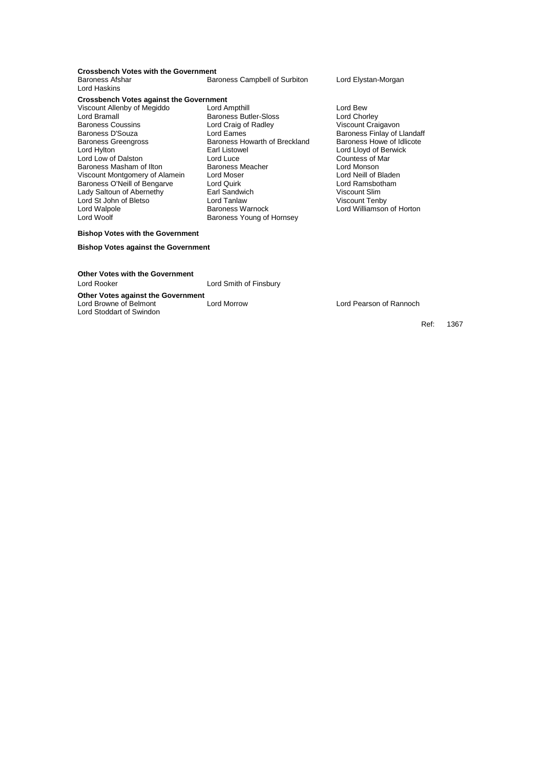**Crossbench Votes with the Government**

Baroness Afshar
Baroness Campbell of Surbiton
Lord Elystan-Morgan
Lord Haskins

**Crossbench Votes against the Government**

Viscount Allenby of Megiddo
Lord Ampthill
Lord Bew
Lord Bramall
Baroness Butler-Sloss
Lord Chorley
Baroness Coussins
Lord Craig of Radley
Viscount Craigavon
Baroness D'Souza
Lord Eames
Baroness Finlay of Llandaff
Baroness Greengross
Baroness Howarth of Breckland
Baroness Howe of Idlicote
Lord Hylton
Earl Listowel
Lord Lloyd of Berwick
Lord Low of Dalston
Lord Luce
Countess of Mar
Baroness Masham of Ilton
Baroness Meacher
Lord Monson
Viscount Montgomery of Alamein
Lord Moser
Lord Neill of Bladen
Baroness O'Neill of Bengarve
Lord Quirk
Lord Ramsbotham
Lady Saltoun of Abernethy
Earl Sandwich
Viscount Slim
Lord St John of Bletso
Lord Tanlaw
Viscount Tenby
Lord Walpole
Baroness Warnock
Lord Williamson of Horton
Lord Woolf
Baroness Young of Hornsey

**Bishop Votes with the Government**

**Bishop Votes against the Government**

**Other Votes with the Government**

Lord Rooker
Lord Smith of Finsbury

**Other Votes against the Government**

Lord Browne of Belmont
Lord Morrow
Lord Pearson of Rannoch
Lord Stoddart of Swindon

Ref: 1367